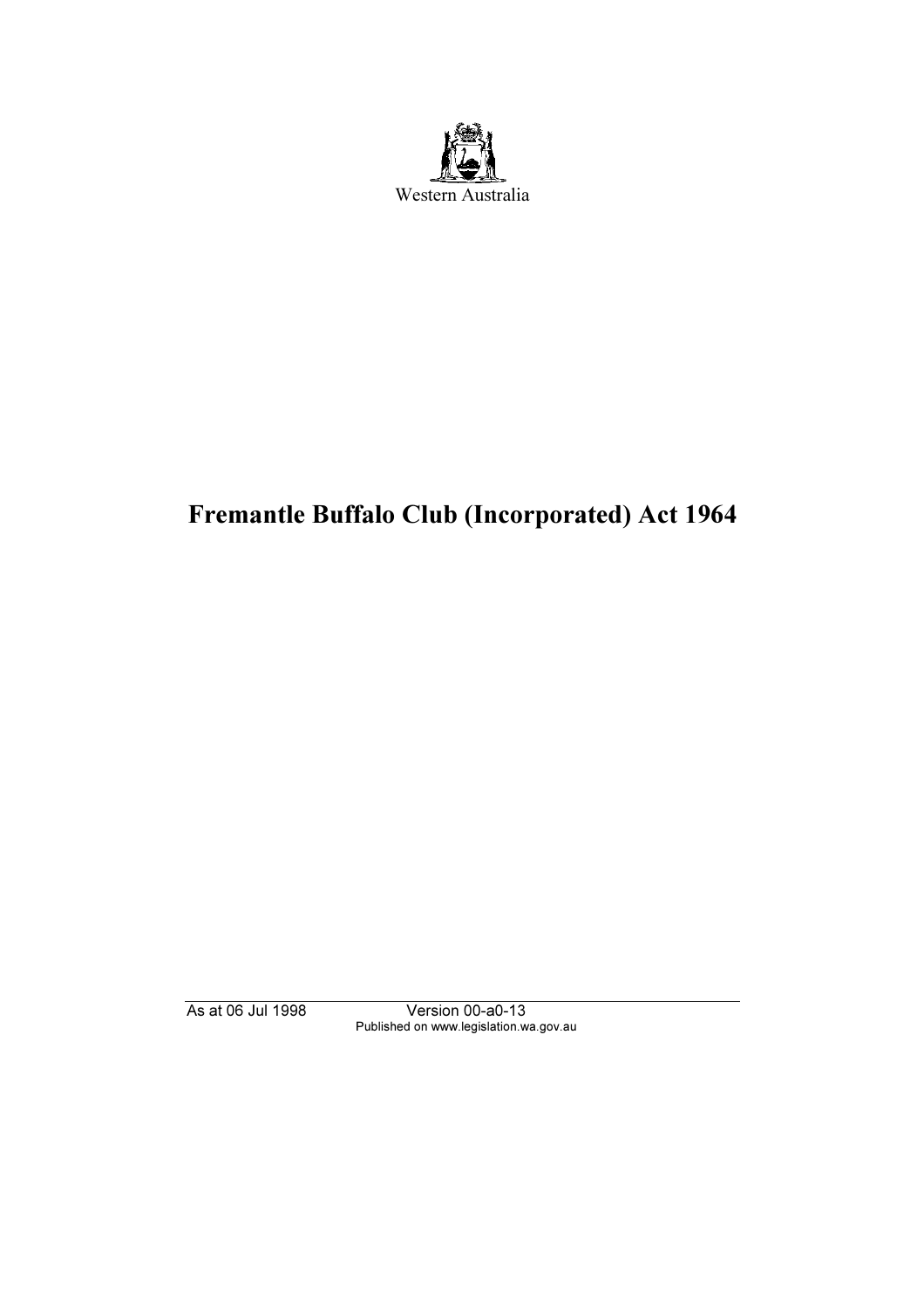Western Australia

# Fremantle Buffalo Club (Incorporated) Act 1964

As at 06 Jul 1998 Version 00-a0-13
Published on www.legislation.wa.gov.au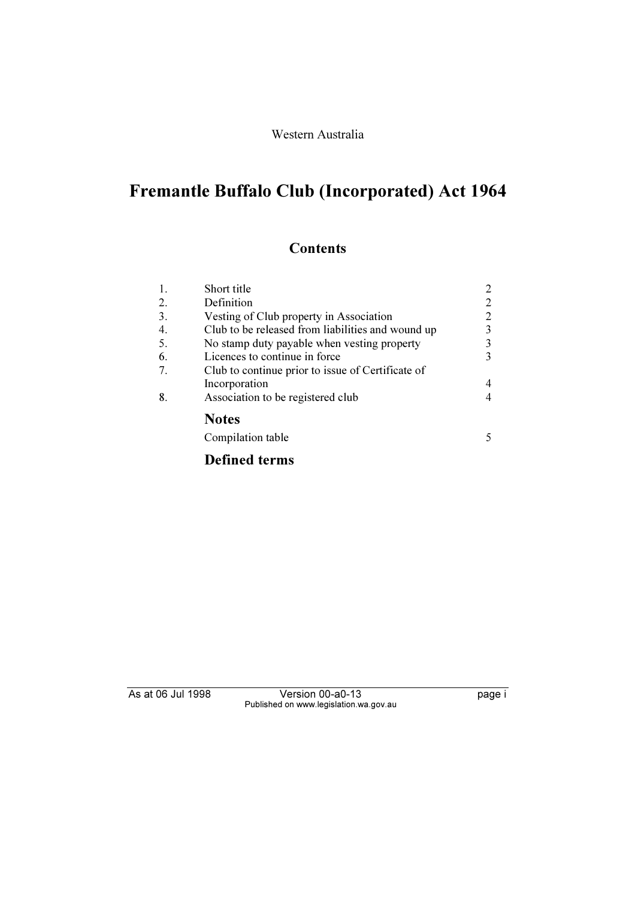Western Australia

# Fremantle Buffalo Club (Incorporated) Act 1964

## Contents

| | | |
|---|---|---|
| 1. | Short title | 2 |
| 2. | Definition | 2 |
| 3. | Vesting of Club property in Association | 2 |
| 4. | Club to be released from liabilities and wound up | 3 |
| 5. | No stamp duty payable when vesting property | 3 |
| 6. | Licences to continue in force | 3 |
| 7. | Club to continue prior to issue of Certificate of Incorporation | 4 |
| 8. | Association to be registered club | 4 |

### Notes

| | |
|---|---|
| Compilation table | 5 |

### Defined terms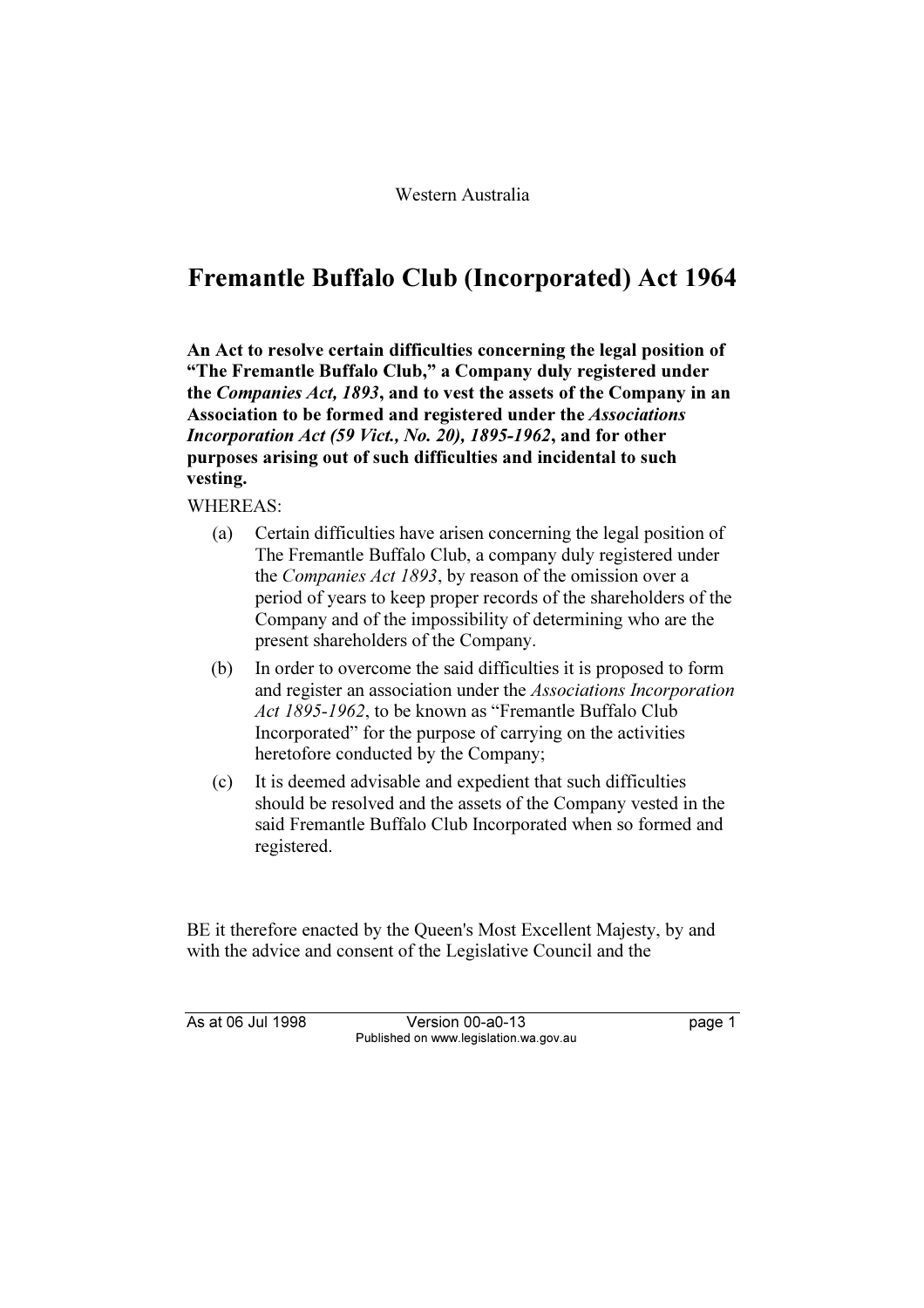Western Australia

# Fremantle Buffalo Club (Incorporated) Act 1964

**An Act to resolve certain difficulties concerning the legal position of "The Fremantle Buffalo Club," a Company duly registered under the *Companies Act, 1893*, and to vest the assets of the Company in an Association to be formed and registered under the *Associations Incorporation Act (59 Vict., No. 20), 1895-1962*, and for other purposes arising out of such difficulties and incidental to such vesting.**

WHEREAS:

(a) Certain difficulties have arisen concerning the legal position of The Fremantle Buffalo Club, a company duly registered under the *Companies Act 1893*, by reason of the omission over a period of years to keep proper records of the shareholders of the Company and of the impossibility of determining who are the present shareholders of the Company.

(b) In order to overcome the said difficulties it is proposed to form and register an association under the *Associations Incorporation Act 1895-1962*, to be known as "Fremantle Buffalo Club Incorporated" for the purpose of carrying on the activities heretofore conducted by the Company;

(c) It is deemed advisable and expedient that such difficulties should be resolved and the assets of the Company vested in the said Fremantle Buffalo Club Incorporated when so formed and registered.

BE it therefore enacted by the Queen's Most Excellent Majesty, by and with the advice and consent of the Legislative Council and the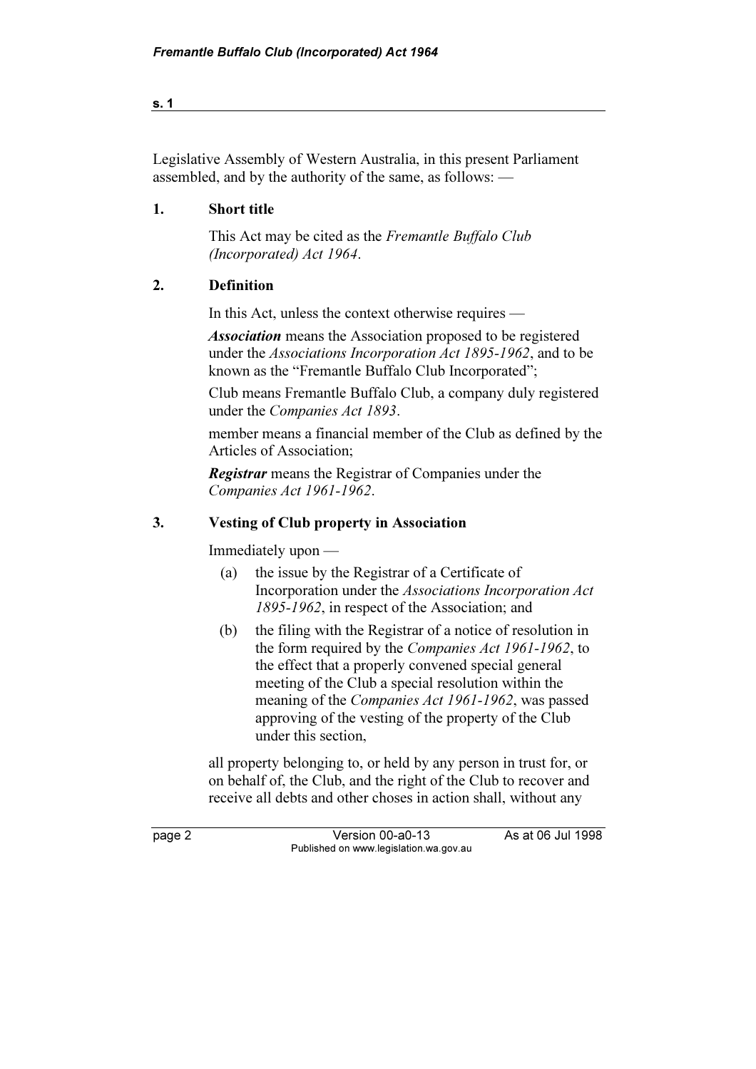Legislative Assembly of Western Australia, in this present Parliament assembled, and by the authority of the same, as follows: —

## 1. Short title

This Act may be cited as the *Fremantle Buffalo Club (Incorporated) Act 1964*.

## 2. Definition

In this Act, unless the context otherwise requires —

***Association*** means the Association proposed to be registered under the *Associations Incorporation Act 1895-1962*, and to be known as the "Fremantle Buffalo Club Incorporated";

Club means Fremantle Buffalo Club, a company duly registered under the *Companies Act 1893*.

member means a financial member of the Club as defined by the Articles of Association;

***Registrar*** means the Registrar of Companies under the *Companies Act 1961-1962*.

## 3. Vesting of Club property in Association

Immediately upon —

(a) the issue by the Registrar of a Certificate of Incorporation under the *Associations Incorporation Act 1895-1962*, in respect of the Association; and

(b) the filing with the Registrar of a notice of resolution in the form required by the *Companies Act 1961-1962*, to the effect that a properly convened special general meeting of the Club a special resolution within the meaning of the *Companies Act 1961-1962*, was passed approving of the vesting of the property of the Club under this section,

all property belonging to, or held by any person in trust for, or on behalf of, the Club, and the right of the Club to recover and receive all debts and other choses in action shall, without any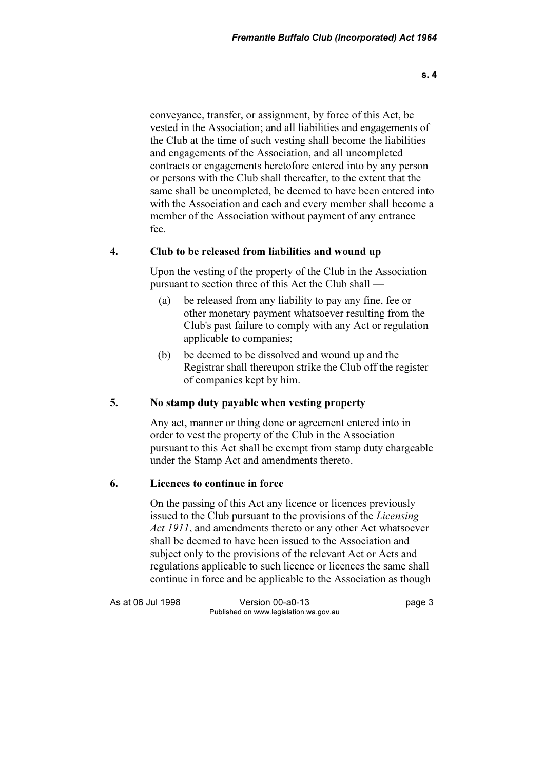conveyance, transfer, or assignment, by force of this Act, be vested in the Association; and all liabilities and engagements of the Club at the time of such vesting shall become the liabilities and engagements of the Association, and all uncompleted contracts or engagements heretofore entered into by any person or persons with the Club shall thereafter, to the extent that the same shall be uncompleted, be deemed to have been entered into with the Association and each and every member shall become a member of the Association without payment of any entrance fee.

### 4. Club to be released from liabilities and wound up

Upon the vesting of the property of the Club in the Association pursuant to section three of this Act the Club shall —

(a) be released from any liability to pay any fine, fee or other monetary payment whatsoever resulting from the Club's past failure to comply with any Act or regulation applicable to companies;

(b) be deemed to be dissolved and wound up and the Registrar shall thereupon strike the Club off the register of companies kept by him.

### 5. No stamp duty payable when vesting property

Any act, manner or thing done or agreement entered into in order to vest the property of the Club in the Association pursuant to this Act shall be exempt from stamp duty chargeable under the Stamp Act and amendments thereto.

### 6. Licences to continue in force

On the passing of this Act any licence or licences previously issued to the Club pursuant to the provisions of the *Licensing Act 1911*, and amendments thereto or any other Act whatsoever shall be deemed to have been issued to the Association and subject only to the provisions of the relevant Act or Acts and regulations applicable to such licence or licences the same shall continue in force and be applicable to the Association as though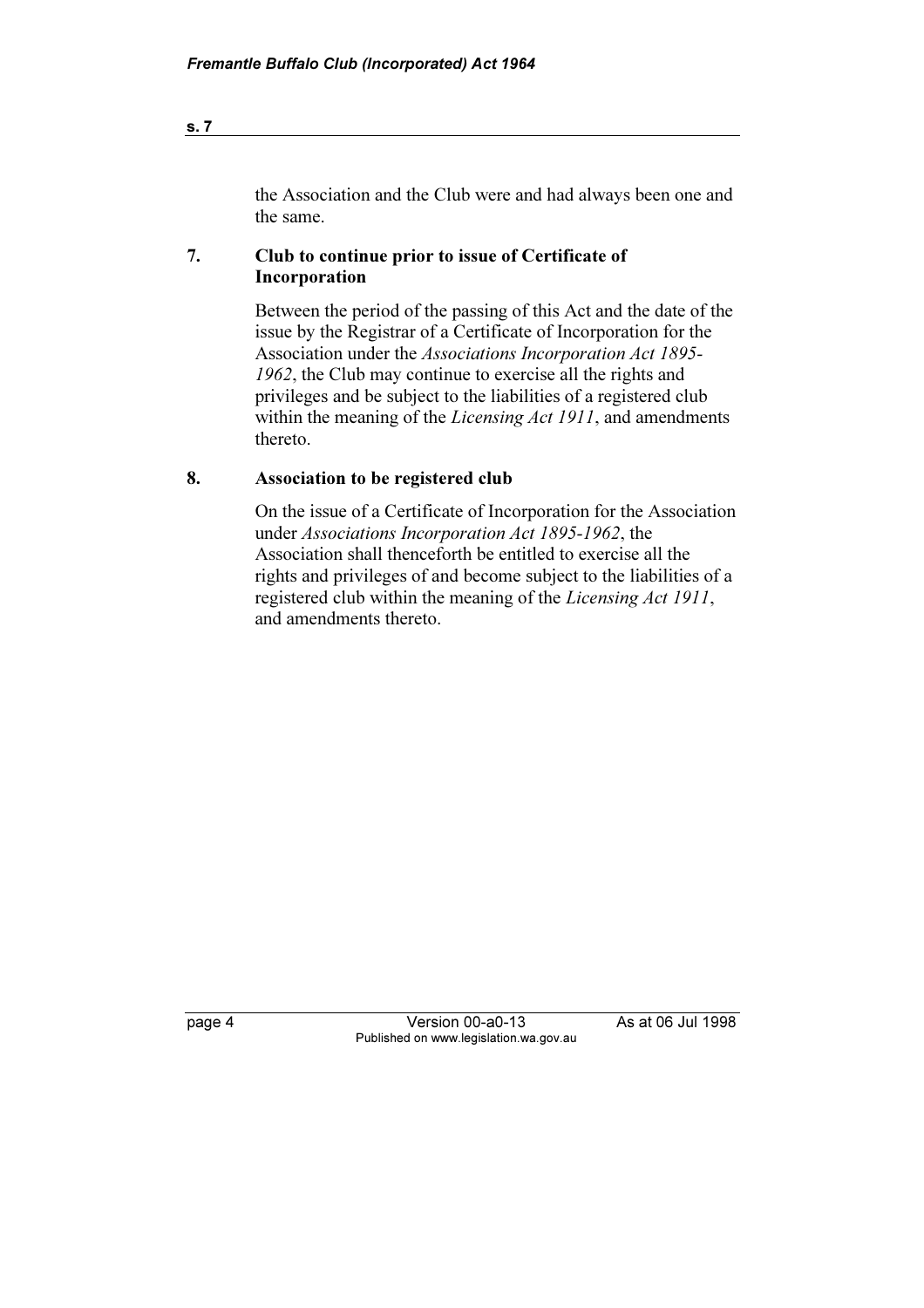the Association and the Club were and had always been one and the same.

## 7. Club to continue prior to issue of Certificate of Incorporation

Between the period of the passing of this Act and the date of the issue by the Registrar of a Certificate of Incorporation for the Association under the *Associations Incorporation Act 1895-1962*, the Club may continue to exercise all the rights and privileges and be subject to the liabilities of a registered club within the meaning of the *Licensing Act 1911*, and amendments thereto.

## 8. Association to be registered club

On the issue of a Certificate of Incorporation for the Association under *Associations Incorporation Act 1895-1962*, the Association shall thenceforth be entitled to exercise all the rights and privileges of and become subject to the liabilities of a registered club within the meaning of the *Licensing Act 1911*, and amendments thereto.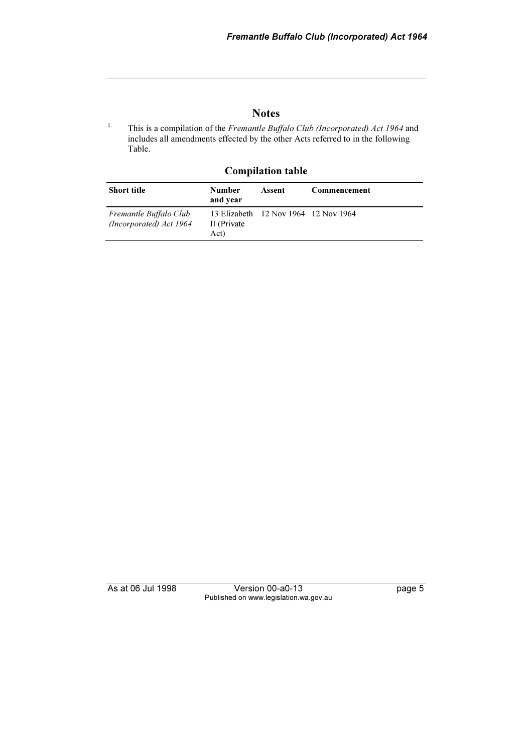## Notes

[1.] This is a compilation of the *Fremantle Buffalo Club (Incorporated) Act 1964* and includes all amendments effected by the other Acts referred to in the following Table.

### Compilation table

| Short title | Number and year | Assent | Commencement |
|---|---|---|---|
| *Fremantle Buffalo Club (Incorporated) Act 1964* | 13 Elizabeth II (Private Act) | 12 Nov 1964 | 12 Nov 1964 |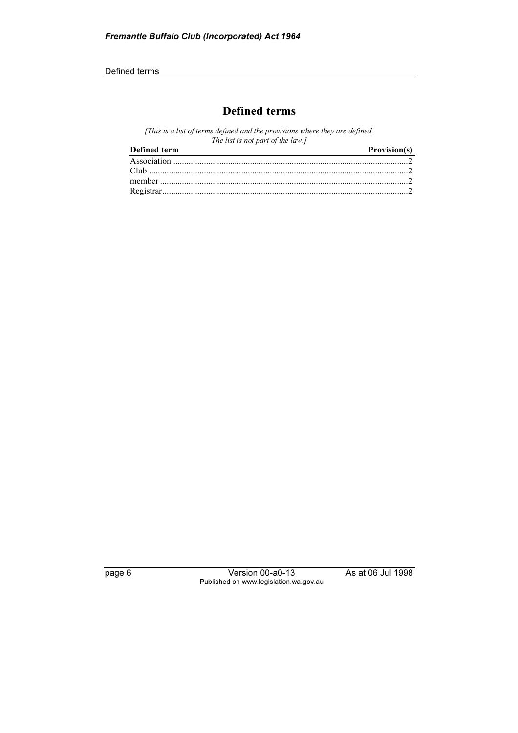# Defined terms

*[This is a list of terms defined and the provisions where they are defined. The list is not part of the law.]*

| Defined term | Provision(s) |
|---|---|
| Association | 2 |
| Club | 2 |
| member | 2 |
| Registrar | 2 |